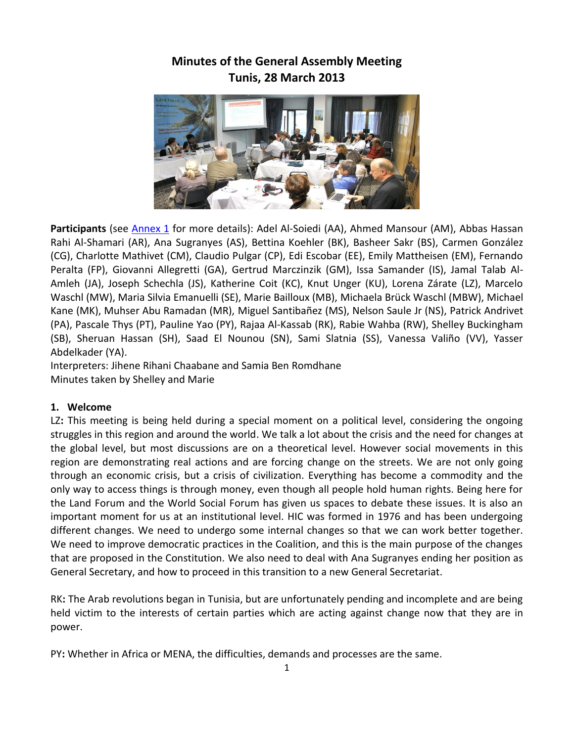# Minutes of the General Assembly Meeting
## Tunis, 28 March 2013

**Participants** (see Annex 1 for more details): Adel Al-Soiedi (AA), Ahmed Mansour (AM), Abbas Hassan Rahi Al-Shamari (AR), Ana Sugranyes (AS), Bettina Koehler (BK), Basheer Sakr (BS), Carmen González (CG), Charlotte Mathivet (CM), Claudio Pulgar (CP), Edi Escobar (EE), Emily Mattheisen (EM), Fernando Peralta (FP), Giovanni Allegretti (GA), Gertrud Marczinzik (GM), Issa Samander (IS), Jamal Talab Al-Amleh (JA), Joseph Schechla (JS), Katherine Coit (KC), Knut Unger (KU), Lorena Zárate (LZ), Marcelo Waschl (MW), Maria Silvia Emanuelli (SE), Marie Bailloux (MB), Michaela Brück Waschl (MBW), Michael Kane (MK), Muhser Abu Ramadan (MR), Miguel Santibañez (MS), Nelson Saule Jr (NS), Patrick Andrivet (PA), Pascale Thys (PT), Pauline Yao (PY), Rajaa Al-Kassab (RK), Rabie Wahba (RW), Shelley Buckingham (SB), Sheruan Hassan (SH), Saad El Nounou (SN), Sami Slatnia (SS), Vanessa Valiño (VV), Yasser Abdelkader (YA).

Interpreters: Jihene Rihani Chaabane and Samia Ben Romdhane

Minutes taken by Shelley and Marie

### 1. Welcome

LZ**:** This meeting is being held during a special moment on a political level, considering the ongoing struggles in this region and around the world. We talk a lot about the crisis and the need for changes at the global level, but most discussions are on a theoretical level. However social movements in this region are demonstrating real actions and are forcing change on the streets. We are not only going through an economic crisis, but a crisis of civilization. Everything has become a commodity and the only way to access things is through money, even though all people hold human rights. Being here for the Land Forum and the World Social Forum has given us spaces to debate these issues. It is also an important moment for us at an institutional level. HIC was formed in 1976 and has been undergoing different changes. We need to undergo some internal changes so that we can work better together. We need to improve democratic practices in the Coalition, and this is the main purpose of the changes that are proposed in the Constitution. We also need to deal with Ana Sugranyes ending her position as General Secretary, and how to proceed in this transition to a new General Secretariat.

RK**:** The Arab revolutions began in Tunisia, but are unfortunately pending and incomplete and are being held victim to the interests of certain parties which are acting against change now that they are in power.

PY**:** Whether in Africa or MENA, the difficulties, demands and processes are the same.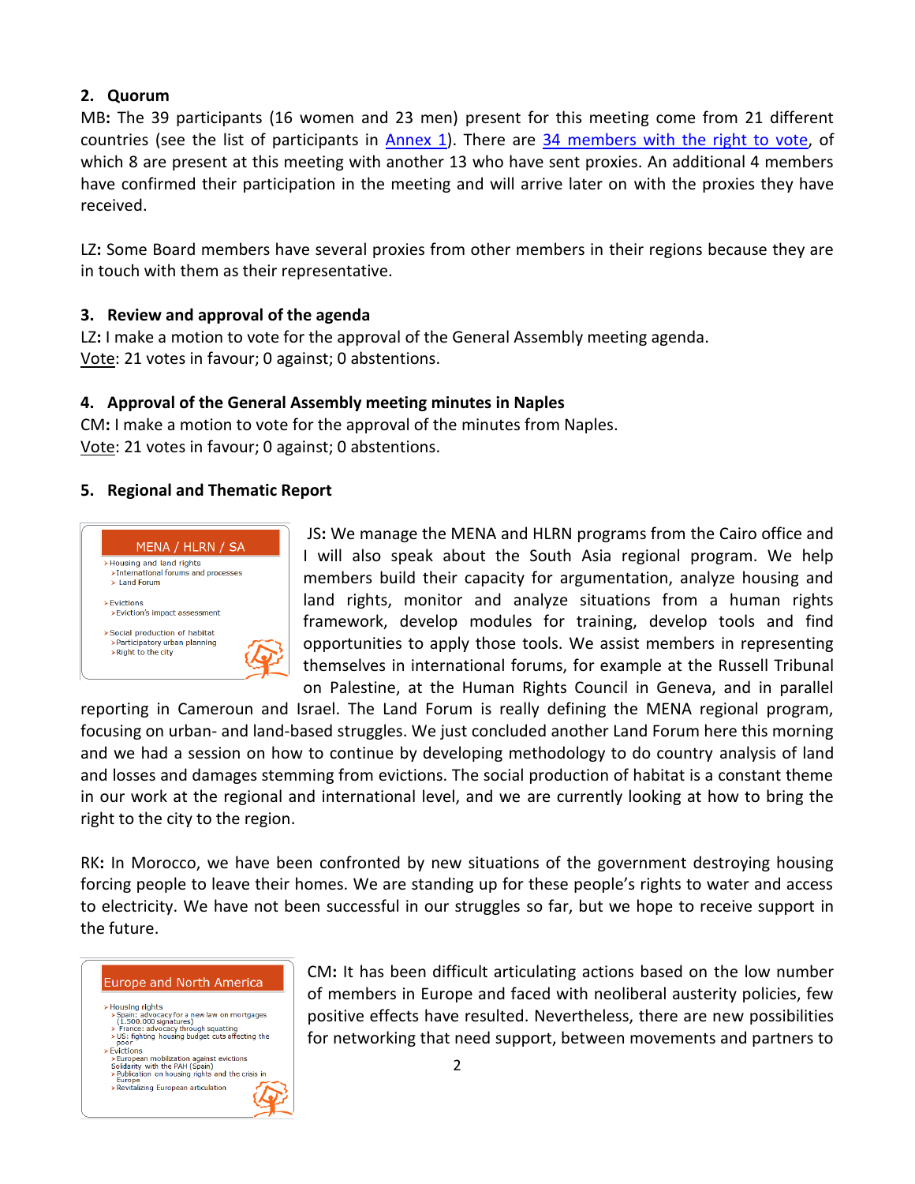## 2. Quorum

MB**:** The 39 participants (16 women and 23 men) present for this meeting come from 21 different countries (see the list of participants in Annex 1). There are 34 members with the right to vote, of which 8 are present at this meeting with another 13 who have sent proxies. An additional 4 members have confirmed their participation in the meeting and will arrive later on with the proxies they have received.

LZ**:** Some Board members have several proxies from other members in their regions because they are in touch with them as their representative.

## 3. Review and approval of the agenda

LZ**:** I make a motion to vote for the approval of the General Assembly meeting agenda.
Vote: 21 votes in favour; 0 against; 0 abstentions.

## 4. Approval of the General Assembly meeting minutes in Naples

CM**:** I make a motion to vote for the approval of the minutes from Naples.
Vote: 21 votes in favour; 0 against; 0 abstentions.

## 5. Regional and Thematic Report

**MENA / HLRN / SA**

- Housing and land rights
  - International forums and processes
  - Land Forum
- Evictions
  - Eviction's impact assessment
- Social production of habitat
  - Participatory urban planning
  - Right to the city

JS**:** We manage the MENA and HLRN programs from the Cairo office and I will also speak about the South Asia regional program. We help members build their capacity for argumentation, analyze housing and land rights, monitor and analyze situations from a human rights framework, develop modules for training, develop tools and find opportunities to apply those tools. We assist members in representing themselves in international forums, for example at the Russell Tribunal on Palestine, at the Human Rights Council in Geneva, and in parallel reporting in Cameroun and Israel. The Land Forum is really defining the MENA regional program, focusing on urban- and land-based struggles. We just concluded another Land Forum here this morning and we had a session on how to continue by developing methodology to do country analysis of land and losses and damages stemming from evictions. The social production of habitat is a constant theme in our work at the regional and international level, and we are currently looking at how to bring the right to the city to the region.

RK**:** In Morocco, we have been confronted by new situations of the government destroying housing forcing people to leave their homes. We are standing up for these people's rights to water and access to electricity. We have not been successful in our struggles so far, but we hope to receive support in the future.

**Europe and North America**

- Housing rights
  - Spain: advocacy for a new law on mortgages (1.500.000 signatures)
  - France: advocacy through squatting
  - US: fighting housing budget cuts affecting the poor
- Evictions
  - European mobilization against evictions
  - Solidarity with the PAH (Spain)
  - Publication on housing rights and the crisis in Europe
  - Revitalizing European articulation

CM**:** It has been difficult articulating actions based on the low number of members in Europe and faced with neoliberal austerity policies, few positive effects have resulted. Nevertheless, there are new possibilities for networking that need support, between movements and partners to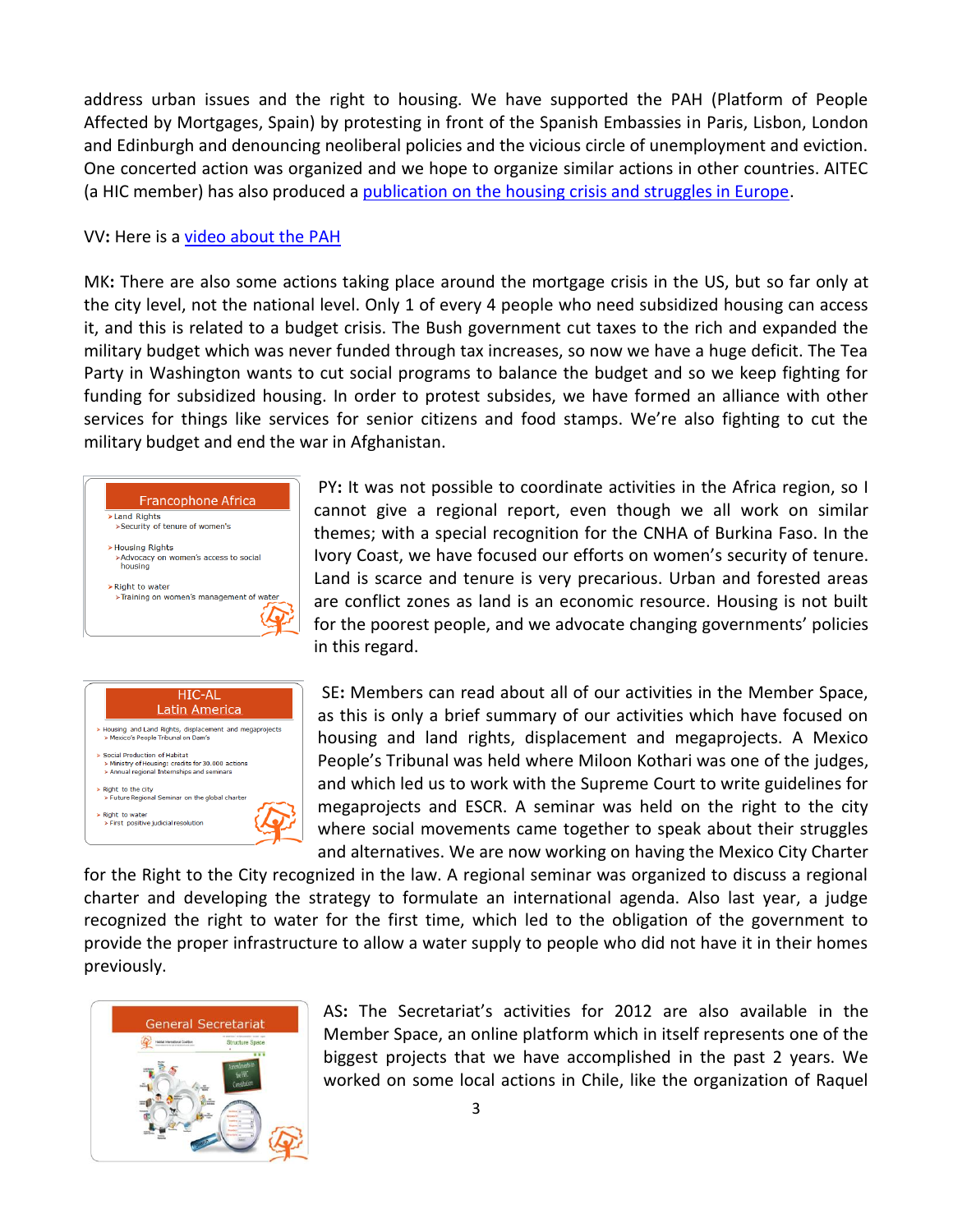address urban issues and the right to housing. We have supported the PAH (Platform of People Affected by Mortgages, Spain) by protesting in front of the Spanish Embassies in Paris, Lisbon, London and Edinburgh and denouncing neoliberal policies and the vicious circle of unemployment and eviction. One concerted action was organized and we hope to organize similar actions in other countries. AITEC (a HIC member) has also produced a publication on the housing crisis and struggles in Europe.

VV**:** Here is a video about the PAH

MK**:** There are also some actions taking place around the mortgage crisis in the US, but so far only at the city level, not the national level. Only 1 of every 4 people who need subsidized housing can access it, and this is related to a budget crisis. The Bush government cut taxes to the rich and expanded the military budget which was never funded through tax increases, so now we have a huge deficit. The Tea Party in Washington wants to cut social programs to balance the budget and so we keep fighting for funding for subsidized housing. In order to protest subsides, we have formed an alliance with other services for things like services for senior citizens and food stamps. We're also fighting to cut the military budget and end the war in Afghanistan.

PY**:** It was not possible to coordinate activities in the Africa region, so I cannot give a regional report, even though we all work on similar themes; with a special recognition for the CNHA of Burkina Faso. In the Ivory Coast, we have focused our efforts on women's security of tenure. Land is scarce and tenure is very precarious. Urban and forested areas are conflict zones as land is an economic resource. Housing is not built for the poorest people, and we advocate changing governments' policies in this regard.

SE**:** Members can read about all of our activities in the Member Space, as this is only a brief summary of our activities which have focused on housing and land rights, displacement and megaprojects. A Mexico People's Tribunal was held where Miloon Kothari was one of the judges, and which led us to work with the Supreme Court to write guidelines for megaprojects and ESCR. A seminar was held on the right to the city where social movements came together to speak about their struggles and alternatives. We are now working on having the Mexico City Charter for the Right to the City recognized in the law. A regional seminar was organized to discuss a regional charter and developing the strategy to formulate an international agenda. Also last year, a judge recognized the right to water for the first time, which led to the obligation of the government to provide the proper infrastructure to allow a water supply to people who did not have it in their homes previously.

AS**:** The Secretariat's activities for 2012 are also available in the Member Space, an online platform which in itself represents one of the biggest projects that we have accomplished in the past 2 years. We worked on some local actions in Chile, like the organization of Raquel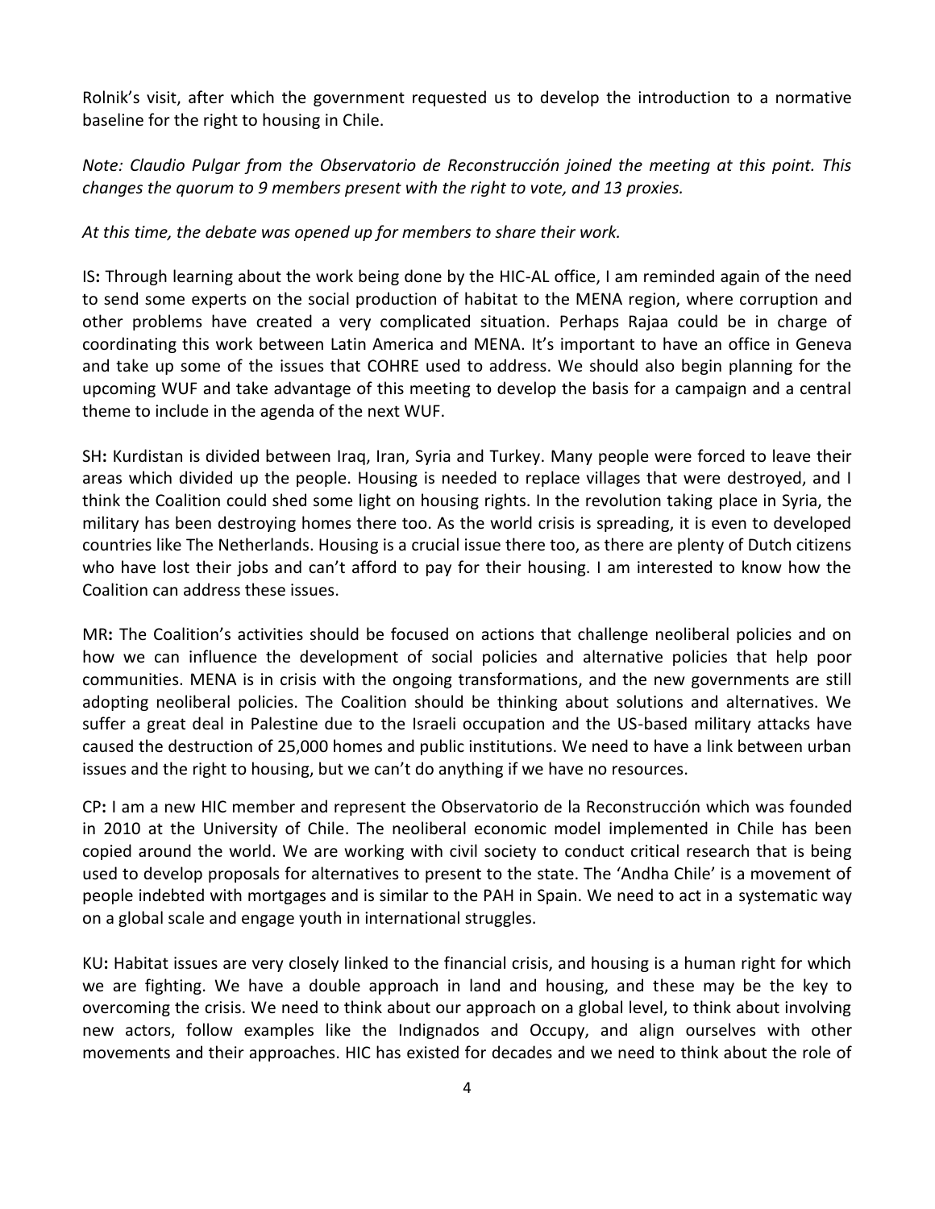Rolnik's visit, after which the government requested us to develop the introduction to a normative baseline for the right to housing in Chile.

*Note: Claudio Pulgar from the Observatorio de Reconstrucción joined the meeting at this point. This changes the quorum to 9 members present with the right to vote, and 13 proxies.*

*At this time, the debate was opened up for members to share their work.*

IS**:** Through learning about the work being done by the HIC-AL office, I am reminded again of the need to send some experts on the social production of habitat to the MENA region, where corruption and other problems have created a very complicated situation. Perhaps Rajaa could be in charge of coordinating this work between Latin America and MENA. It's important to have an office in Geneva and take up some of the issues that COHRE used to address. We should also begin planning for the upcoming WUF and take advantage of this meeting to develop the basis for a campaign and a central theme to include in the agenda of the next WUF.

SH**:** Kurdistan is divided between Iraq, Iran, Syria and Turkey. Many people were forced to leave their areas which divided up the people. Housing is needed to replace villages that were destroyed, and I think the Coalition could shed some light on housing rights. In the revolution taking place in Syria, the military has been destroying homes there too. As the world crisis is spreading, it is even to developed countries like The Netherlands. Housing is a crucial issue there too, as there are plenty of Dutch citizens who have lost their jobs and can't afford to pay for their housing. I am interested to know how the Coalition can address these issues.

MR**:** The Coalition's activities should be focused on actions that challenge neoliberal policies and on how we can influence the development of social policies and alternative policies that help poor communities. MENA is in crisis with the ongoing transformations, and the new governments are still adopting neoliberal policies. The Coalition should be thinking about solutions and alternatives. We suffer a great deal in Palestine due to the Israeli occupation and the US-based military attacks have caused the destruction of 25,000 homes and public institutions. We need to have a link between urban issues and the right to housing, but we can't do anything if we have no resources.

CP**:** I am a new HIC member and represent the Observatorio de la Reconstrucción which was founded in 2010 at the University of Chile. The neoliberal economic model implemented in Chile has been copied around the world. We are working with civil society to conduct critical research that is being used to develop proposals for alternatives to present to the state. The 'Andha Chile' is a movement of people indebted with mortgages and is similar to the PAH in Spain. We need to act in a systematic way on a global scale and engage youth in international struggles.

KU**:** Habitat issues are very closely linked to the financial crisis, and housing is a human right for which we are fighting. We have a double approach in land and housing, and these may be the key to overcoming the crisis. We need to think about our approach on a global level, to think about involving new actors, follow examples like the Indignados and Occupy, and align ourselves with other movements and their approaches. HIC has existed for decades and we need to think about the role of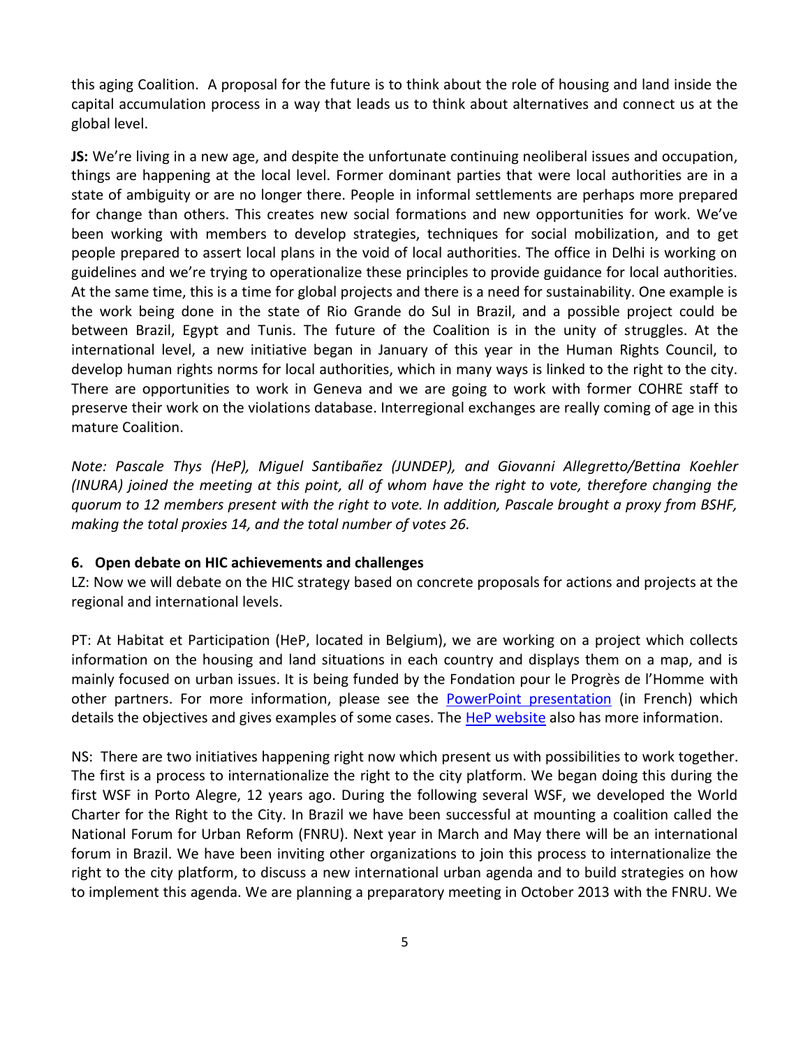this aging Coalition. A proposal for the future is to think about the role of housing and land inside the capital accumulation process in a way that leads us to think about alternatives and connect us at the global level.

**JS:** We're living in a new age, and despite the unfortunate continuing neoliberal issues and occupation, things are happening at the local level. Former dominant parties that were local authorities are in a state of ambiguity or are no longer there. People in informal settlements are perhaps more prepared for change than others. This creates new social formations and new opportunities for work. We've been working with members to develop strategies, techniques for social mobilization, and to get people prepared to assert local plans in the void of local authorities. The office in Delhi is working on guidelines and we're trying to operationalize these principles to provide guidance for local authorities. At the same time, this is a time for global projects and there is a need for sustainability. One example is the work being done in the state of Rio Grande do Sul in Brazil, and a possible project could be between Brazil, Egypt and Tunis. The future of the Coalition is in the unity of struggles. At the international level, a new initiative began in January of this year in the Human Rights Council, to develop human rights norms for local authorities, which in many ways is linked to the right to the city. There are opportunities to work in Geneva and we are going to work with former COHRE staff to preserve their work on the violations database. Interregional exchanges are really coming of age in this mature Coalition.

*Note: Pascale Thys (HeP), Miguel Santibañez (JUNDEP), and Giovanni Allegretto/Bettina Koehler (INURA) joined the meeting at this point, all of whom have the right to vote, therefore changing the quorum to 12 members present with the right to vote. In addition, Pascale brought a proxy from BSHF, making the total proxies 14, and the total number of votes 26.*

### 6. Open debate on HIC achievements and challenges

LZ: Now we will debate on the HIC strategy based on concrete proposals for actions and projects at the regional and international levels.

PT: At Habitat et Participation (HeP, located in Belgium), we are working on a project which collects information on the housing and land situations in each country and displays them on a map, and is mainly focused on urban issues. It is being funded by the Fondation pour le Progrès de l'Homme with other partners. For more information, please see the PowerPoint presentation (in French) which details the objectives and gives examples of some cases. The HeP website also has more information.

NS: There are two initiatives happening right now which present us with possibilities to work together. The first is a process to internationalize the right to the city platform. We began doing this during the first WSF in Porto Alegre, 12 years ago. During the following several WSF, we developed the World Charter for the Right to the City. In Brazil we have been successful at mounting a coalition called the National Forum for Urban Reform (FNRU). Next year in March and May there will be an international forum in Brazil. We have been inviting other organizations to join this process to internationalize the right to the city platform, to discuss a new international urban agenda and to build strategies on how to implement this agenda. We are planning a preparatory meeting in October 2013 with the FNRU. We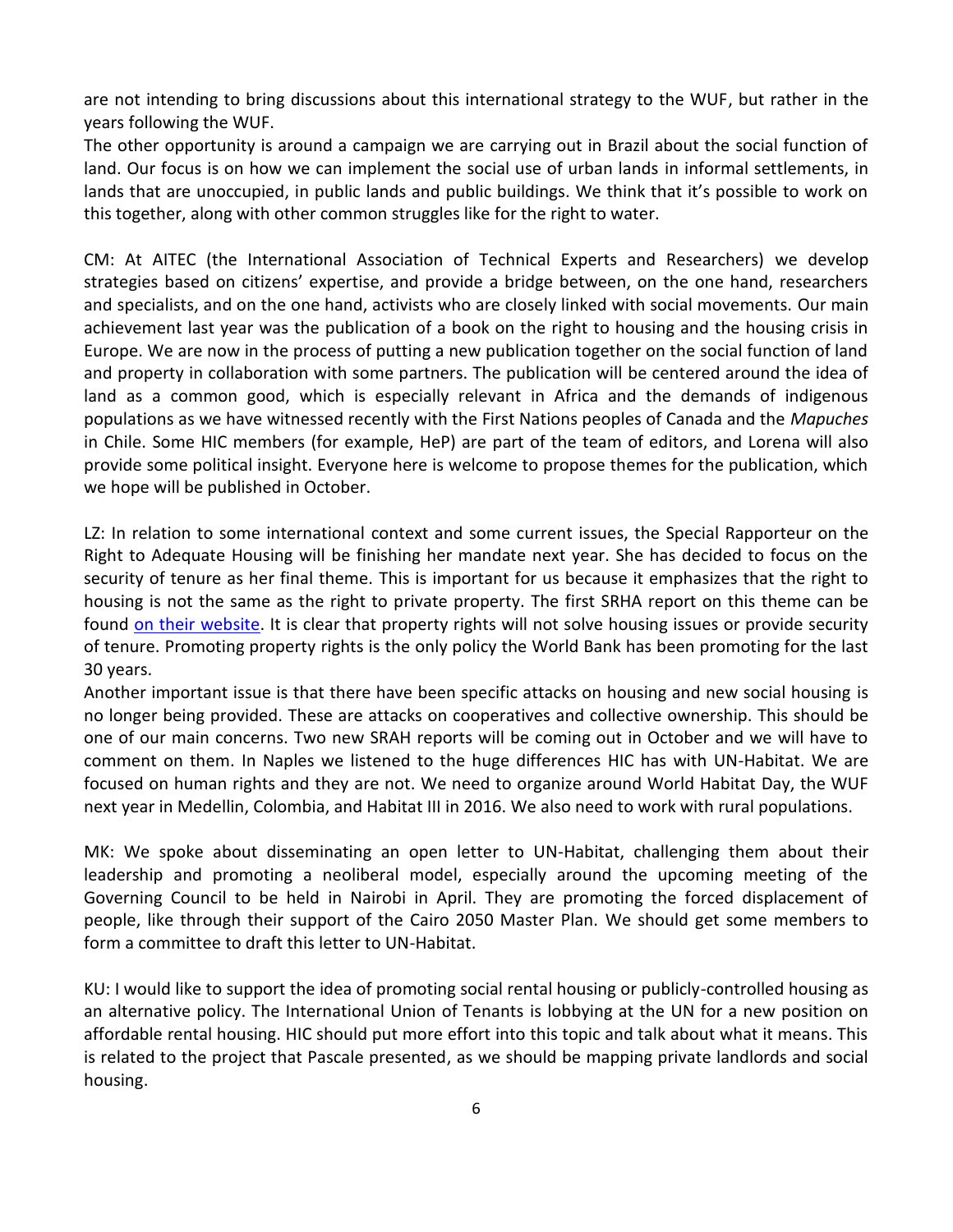are not intending to bring discussions about this international strategy to the WUF, but rather in the years following the WUF.

The other opportunity is around a campaign we are carrying out in Brazil about the social function of land. Our focus is on how we can implement the social use of urban lands in informal settlements, in lands that are unoccupied, in public lands and public buildings. We think that it's possible to work on this together, along with other common struggles like for the right to water.

CM: At AITEC (the International Association of Technical Experts and Researchers) we develop strategies based on citizens' expertise, and provide a bridge between, on the one hand, researchers and specialists, and on the one hand, activists who are closely linked with social movements. Our main achievement last year was the publication of a book on the right to housing and the housing crisis in Europe. We are now in the process of putting a new publication together on the social function of land and property in collaboration with some partners. The publication will be centered around the idea of land as a common good, which is especially relevant in Africa and the demands of indigenous populations as we have witnessed recently with the First Nations peoples of Canada and the *Mapuches* in Chile. Some HIC members (for example, HeP) are part of the team of editors, and Lorena will also provide some political insight. Everyone here is welcome to propose themes for the publication, which we hope will be published in October.

LZ: In relation to some international context and some current issues, the Special Rapporteur on the Right to Adequate Housing will be finishing her mandate next year. She has decided to focus on the security of tenure as her final theme. This is important for us because it emphasizes that the right to housing is not the same as the right to private property. The first SRHA report on this theme can be found [on their website](). It is clear that property rights will not solve housing issues or provide security of tenure. Promoting property rights is the only policy the World Bank has been promoting for the last 30 years.

Another important issue is that there have been specific attacks on housing and new social housing is no longer being provided. These are attacks on cooperatives and collective ownership. This should be one of our main concerns. Two new SRAH reports will be coming out in October and we will have to comment on them. In Naples we listened to the huge differences HIC has with UN-Habitat. We are focused on human rights and they are not. We need to organize around World Habitat Day, the WUF next year in Medellin, Colombia, and Habitat III in 2016. We also need to work with rural populations.

MK: We spoke about disseminating an open letter to UN-Habitat, challenging them about their leadership and promoting a neoliberal model, especially around the upcoming meeting of the Governing Council to be held in Nairobi in April. They are promoting the forced displacement of people, like through their support of the Cairo 2050 Master Plan. We should get some members to form a committee to draft this letter to UN-Habitat.

KU: I would like to support the idea of promoting social rental housing or publicly-controlled housing as an alternative policy. The International Union of Tenants is lobbying at the UN for a new position on affordable rental housing. HIC should put more effort into this topic and talk about what it means. This is related to the project that Pascale presented, as we should be mapping private landlords and social housing.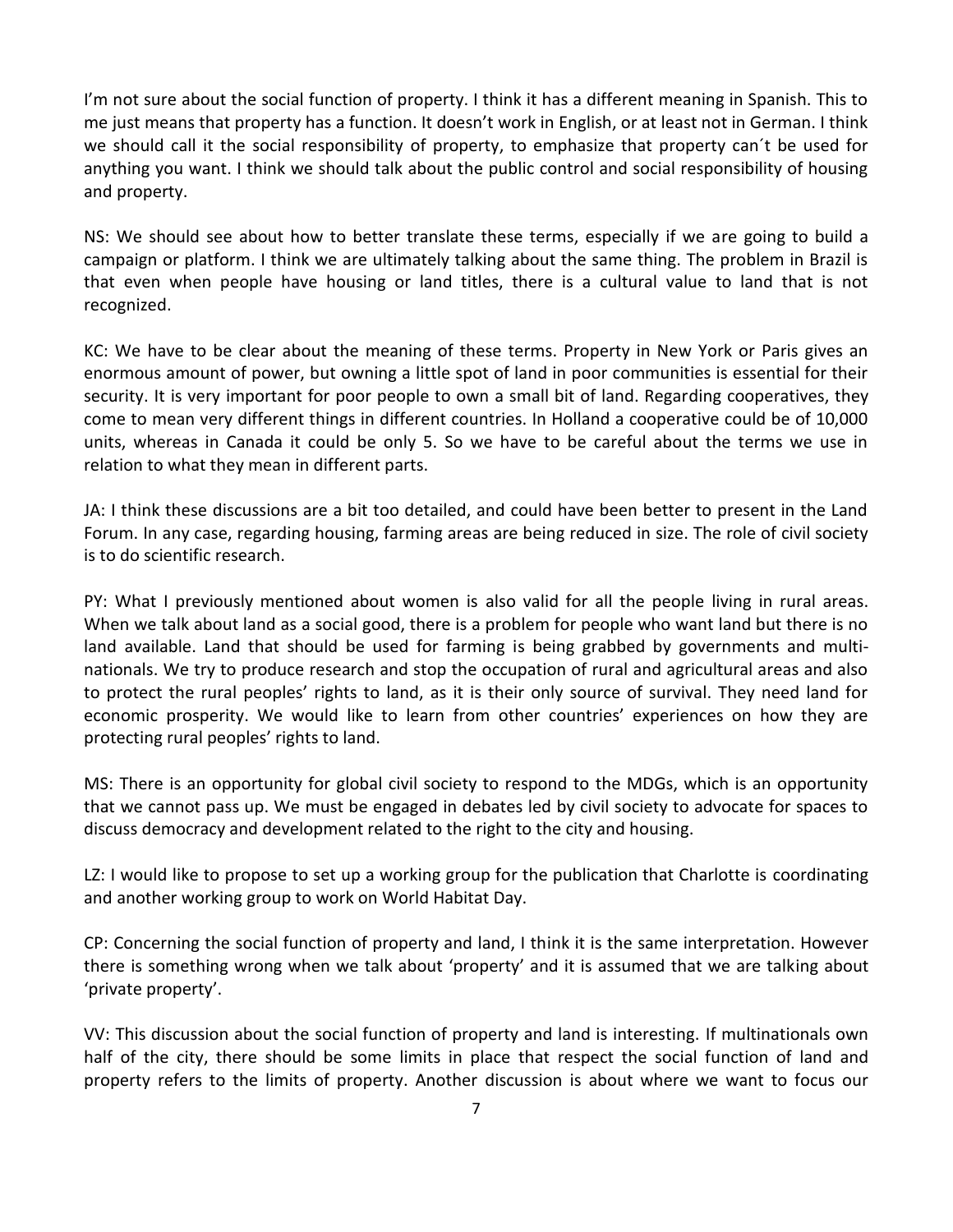I'm not sure about the social function of property. I think it has a different meaning in Spanish. This to me just means that property has a function. It doesn't work in English, or at least not in German. I think we should call it the social responsibility of property, to emphasize that property can´t be used for anything you want. I think we should talk about the public control and social responsibility of housing and property.

NS: We should see about how to better translate these terms, especially if we are going to build a campaign or platform. I think we are ultimately talking about the same thing. The problem in Brazil is that even when people have housing or land titles, there is a cultural value to land that is not recognized.

KC: We have to be clear about the meaning of these terms. Property in New York or Paris gives an enormous amount of power, but owning a little spot of land in poor communities is essential for their security. It is very important for poor people to own a small bit of land. Regarding cooperatives, they come to mean very different things in different countries. In Holland a cooperative could be of 10,000 units, whereas in Canada it could be only 5. So we have to be careful about the terms we use in relation to what they mean in different parts.

JA: I think these discussions are a bit too detailed, and could have been better to present in the Land Forum. In any case, regarding housing, farming areas are being reduced in size. The role of civil society is to do scientific research.

PY: What I previously mentioned about women is also valid for all the people living in rural areas. When we talk about land as a social good, there is a problem for people who want land but there is no land available. Land that should be used for farming is being grabbed by governments and multi-nationals. We try to produce research and stop the occupation of rural and agricultural areas and also to protect the rural peoples' rights to land, as it is their only source of survival. They need land for economic prosperity. We would like to learn from other countries' experiences on how they are protecting rural peoples' rights to land.

MS: There is an opportunity for global civil society to respond to the MDGs, which is an opportunity that we cannot pass up. We must be engaged in debates led by civil society to advocate for spaces to discuss democracy and development related to the right to the city and housing.

LZ: I would like to propose to set up a working group for the publication that Charlotte is coordinating and another working group to work on World Habitat Day.

CP: Concerning the social function of property and land, I think it is the same interpretation. However there is something wrong when we talk about 'property' and it is assumed that we are talking about 'private property'.

VV: This discussion about the social function of property and land is interesting. If multinationals own half of the city, there should be some limits in place that respect the social function of land and property refers to the limits of property. Another discussion is about where we want to focus our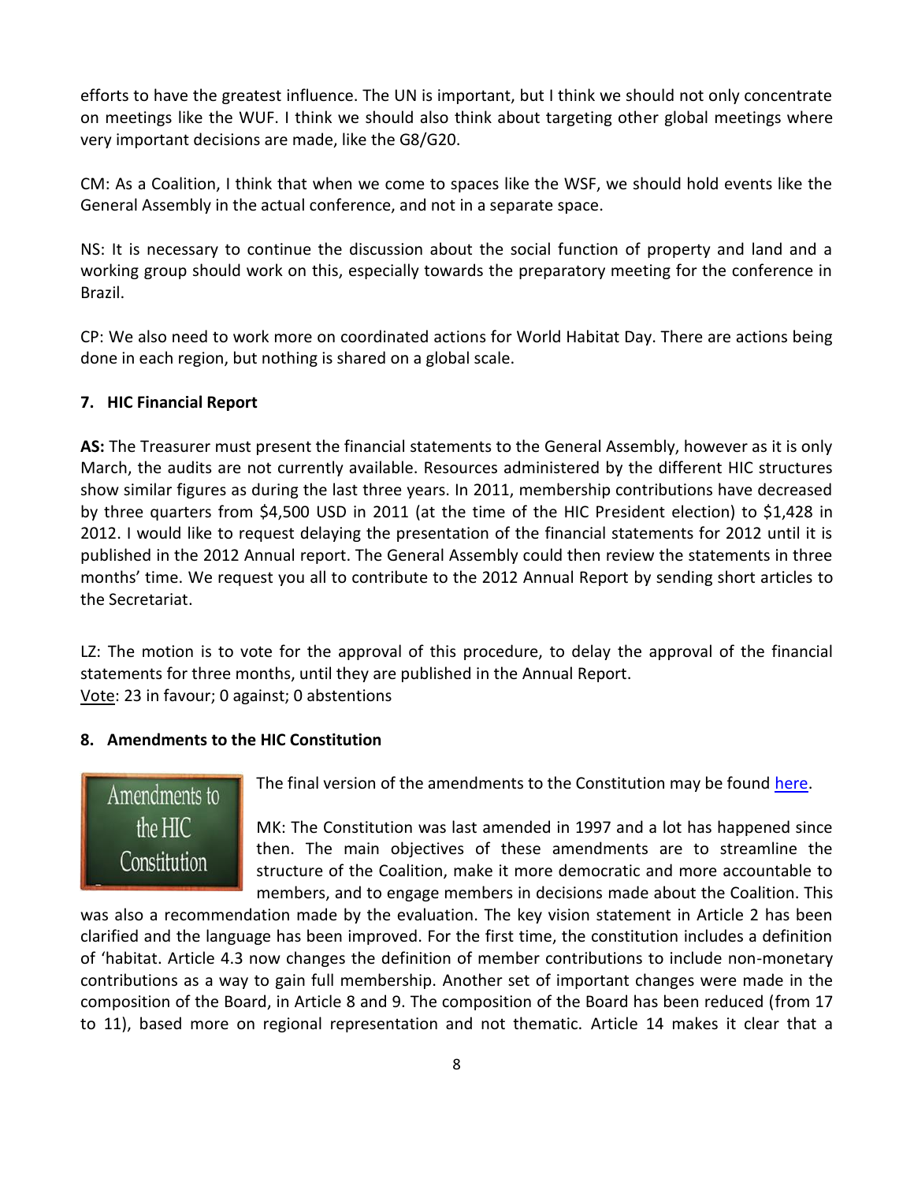efforts to have the greatest influence. The UN is important, but I think we should not only concentrate on meetings like the WUF. I think we should also think about targeting other global meetings where very important decisions are made, like the G8/G20.

CM: As a Coalition, I think that when we come to spaces like the WSF, we should hold events like the General Assembly in the actual conference, and not in a separate space.

NS: It is necessary to continue the discussion about the social function of property and land and a working group should work on this, especially towards the preparatory meeting for the conference in Brazil.

CP: We also need to work more on coordinated actions for World Habitat Day. There are actions being done in each region, but nothing is shared on a global scale.

### 7. HIC Financial Report

**AS:** The Treasurer must present the financial statements to the General Assembly, however as it is only March, the audits are not currently available. Resources administered by the different HIC structures show similar figures as during the last three years. In 2011, membership contributions have decreased by three quarters from $4,500 USD in 2011 (at the time of the HIC President election) to $1,428 in 2012. I would like to request delaying the presentation of the financial statements for 2012 until it is published in the 2012 Annual report. The General Assembly could then review the statements in three months' time. We request you all to contribute to the 2012 Annual Report by sending short articles to the Secretariat.

LZ: The motion is to vote for the approval of this procedure, to delay the approval of the financial statements for three months, until they are published in the Annual Report.
Vote: 23 in favour; 0 against; 0 abstentions

### 8. Amendments to the HIC Constitution

Amendments to the HIC Constitution

The final version of the amendments to the Constitution may be found here.

MK: The Constitution was last amended in 1997 and a lot has happened since then. The main objectives of these amendments are to streamline the structure of the Coalition, make it more democratic and more accountable to members, and to engage members in decisions made about the Coalition. This was also a recommendation made by the evaluation. The key vision statement in Article 2 has been clarified and the language has been improved. For the first time, the constitution includes a definition of 'habitat. Article 4.3 now changes the definition of member contributions to include non-monetary contributions as a way to gain full membership. Another set of important changes were made in the composition of the Board, in Article 8 and 9. The composition of the Board has been reduced (from 17 to 11), based more on regional representation and not thematic. Article 14 makes it clear that a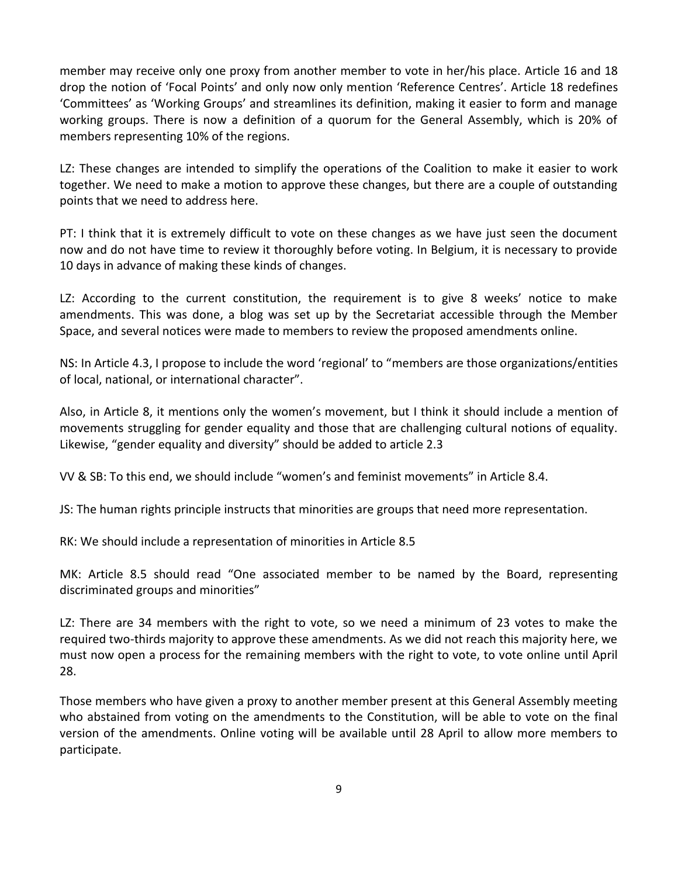member may receive only one proxy from another member to vote in her/his place. Article 16 and 18 drop the notion of 'Focal Points' and only now only mention 'Reference Centres'. Article 18 redefines 'Committees' as 'Working Groups' and streamlines its definition, making it easier to form and manage working groups. There is now a definition of a quorum for the General Assembly, which is 20% of members representing 10% of the regions.

LZ: These changes are intended to simplify the operations of the Coalition to make it easier to work together. We need to make a motion to approve these changes, but there are a couple of outstanding points that we need to address here.

PT: I think that it is extremely difficult to vote on these changes as we have just seen the document now and do not have time to review it thoroughly before voting. In Belgium, it is necessary to provide 10 days in advance of making these kinds of changes.

LZ: According to the current constitution, the requirement is to give 8 weeks' notice to make amendments. This was done, a blog was set up by the Secretariat accessible through the Member Space, and several notices were made to members to review the proposed amendments online.

NS: In Article 4.3, I propose to include the word 'regional' to "members are those organizations/entities of local, national, or international character".

Also, in Article 8, it mentions only the women's movement, but I think it should include a mention of movements struggling for gender equality and those that are challenging cultural notions of equality. Likewise, "gender equality and diversity" should be added to article 2.3

VV & SB: To this end, we should include "women's and feminist movements" in Article 8.4.

JS: The human rights principle instructs that minorities are groups that need more representation.

RK: We should include a representation of minorities in Article 8.5

MK: Article 8.5 should read "One associated member to be named by the Board, representing discriminated groups and minorities"

LZ: There are 34 members with the right to vote, so we need a minimum of 23 votes to make the required two-thirds majority to approve these amendments. As we did not reach this majority here, we must now open a process for the remaining members with the right to vote, to vote online until April 28.

Those members who have given a proxy to another member present at this General Assembly meeting who abstained from voting on the amendments to the Constitution, will be able to vote on the final version of the amendments. Online voting will be available until 28 April to allow more members to participate.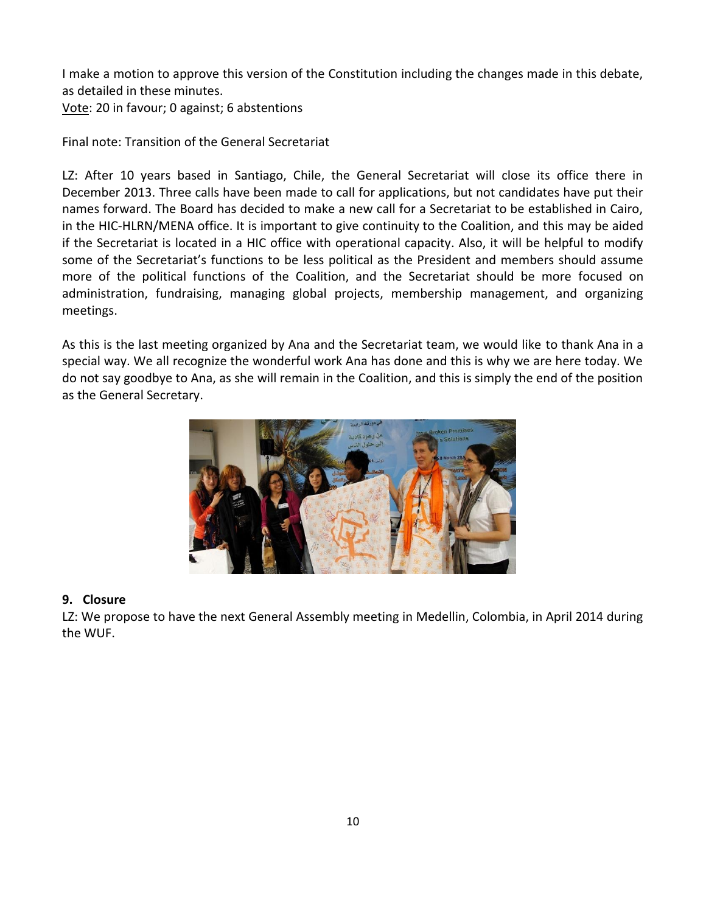I make a motion to approve this version of the Constitution including the changes made in this debate, as detailed in these minutes.

<u>Vote</u>: 20 in favour; 0 against; 6 abstentions

Final note: Transition of the General Secretariat

LZ: After 10 years based in Santiago, Chile, the General Secretariat will close its office there in December 2013. Three calls have been made to call for applications, but not candidates have put their names forward. The Board has decided to make a new call for a Secretariat to be established in Cairo, in the HIC-HLRN/MENA office. It is important to give continuity to the Coalition, and this may be aided if the Secretariat is located in a HIC office with operational capacity. Also, it will be helpful to modify some of the Secretariat's functions to be less political as the President and members should assume more of the political functions of the Coalition, and the Secretariat should be more focused on administration, fundraising, managing global projects, membership management, and organizing meetings.

As this is the last meeting organized by Ana and the Secretariat team, we would like to thank Ana in a special way. We all recognize the wonderful work Ana has done and this is why we are here today. We do not say goodbye to Ana, as she will remain in the Coalition, and this is simply the end of the position as the General Secretary.

## 9. Closure

LZ: We propose to have the next General Assembly meeting in Medellin, Colombia, in April 2014 during the WUF.